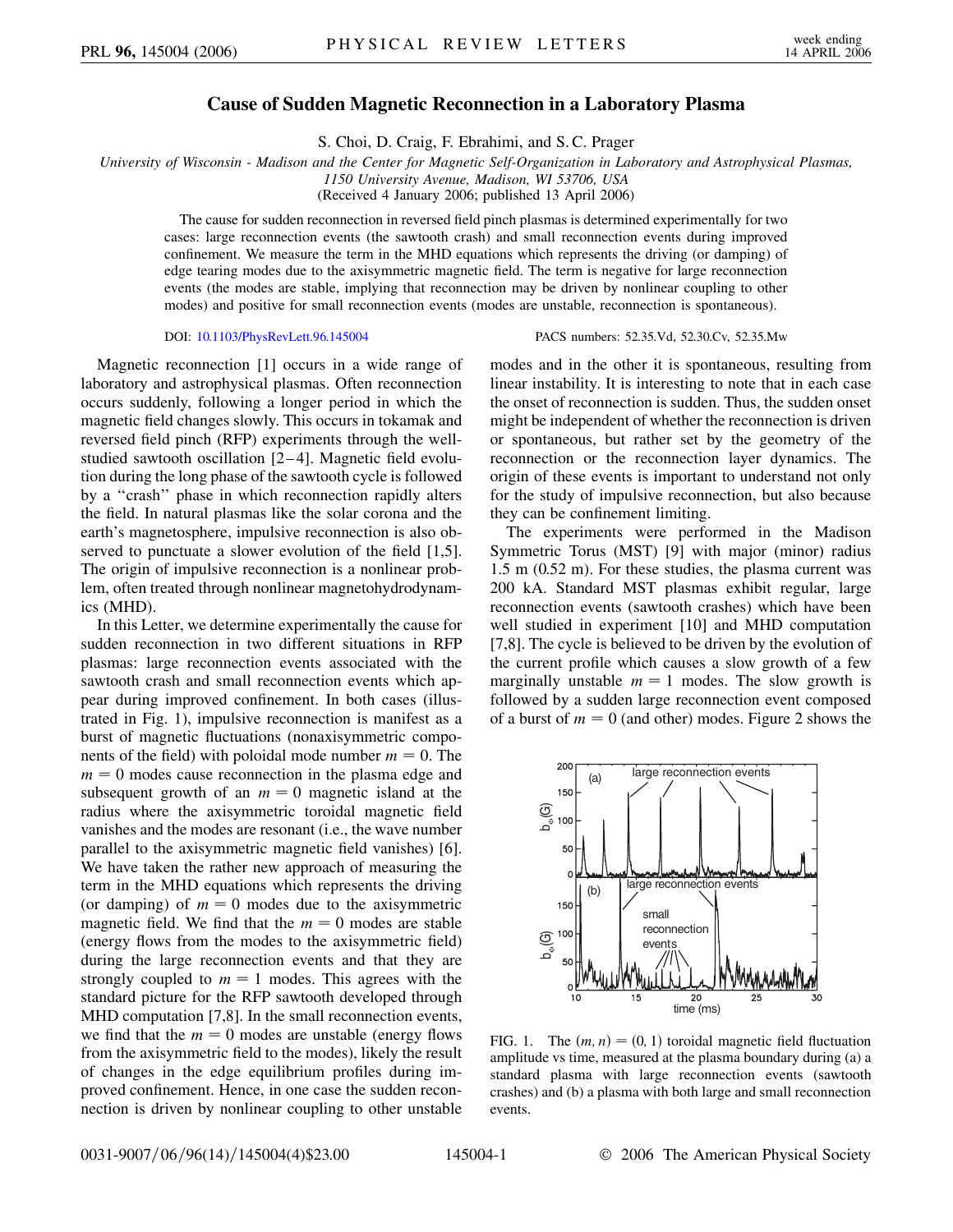# Cause of Sudden Magnetic Reconnection in a Laboratory Plasma

S. Choi, D. Craig, F. Ebrahimi, and S. C. Prager

*University of Wisconsin - Madison and the Center for Magnetic Self-Organization in Laboratory and Astrophysical Plasmas, 1150 University Avenue, Madison, WI 53706, USA*

(Received 4 January 2006; published 13 April 2006)

The cause for sudden reconnection in reversed field pinch plasmas is determined experimentally for two cases: large reconnection events (the sawtooth crash) and small reconnection events during improved confinement. We measure the term in the MHD equations which represents the driving (or damping) of edge tearing modes due to the axisymmetric magnetic field. The term is negative for large reconnection events (the modes are stable, implying that reconnection may be driven by nonlinear coupling to other modes) and positive for small reconnection events (modes are unstable, reconnection is spontaneous).

DOI: 10.1103/PhysRevLett.96.145004    PACS numbers: 52.35.Vd, 52.30.Cv, 52.35.Mw

Magnetic reconnection [1] occurs in a wide range of laboratory and astrophysical plasmas. Often reconnection occurs suddenly, following a longer period in which the magnetic field changes slowly. This occurs in tokamak and reversed field pinch (RFP) experiments through the well-studied sawtooth oscillation [2–4]. Magnetic field evolution during the long phase of the sawtooth cycle is followed by a "crash" phase in which reconnection rapidly alters the field. In natural plasmas like the solar corona and the earth's magnetosphere, impulsive reconnection is also observed to punctuate a slower evolution of the field [1,5]. The origin of impulsive reconnection is a nonlinear problem, often treated through nonlinear magnetohydrodynamics (MHD).

In this Letter, we determine experimentally the cause for sudden reconnection in two different situations in RFP plasmas: large reconnection events associated with the sawtooth crash and small reconnection events which appear during improved confinement. In both cases (illustrated in Fig. 1), impulsive reconnection is manifest as a burst of magnetic fluctuations (nonaxisymmetric components of the field) with poloidal mode number $m = 0$. The $m = 0$ modes cause reconnection in the plasma edge and subsequent growth of an $m = 0$ magnetic island at the radius where the axisymmetric toroidal magnetic field vanishes and the modes are resonant (i.e., the wave number parallel to the axisymmetric magnetic field vanishes) [6]. We have taken the rather new approach of measuring the term in the MHD equations which represents the driving (or damping) of $m = 0$ modes due to the axisymmetric magnetic field. We find that the $m = 0$ modes are stable (energy flows from the modes to the axisymmetric field) during the large reconnection events and that they are strongly coupled to $m = 1$ modes. This agrees with the standard picture for the RFP sawtooth developed through MHD computation [7,8]. In the small reconnection events, we find that the $m = 0$ modes are unstable (energy flows from the axisymmetric field to the modes), likely the result of changes in the edge equilibrium profiles during improved confinement. Hence, in one case the sudden reconnection is driven by nonlinear coupling to other unstable modes and in the other it is spontaneous, resulting from linear instability. It is interesting to note that in each case the onset of reconnection is sudden. Thus, the sudden onset might be independent of whether the reconnection is driven or spontaneous, but rather set by the geometry of the reconnection or the reconnection layer dynamics. The origin of these events is important to understand not only for the study of impulsive reconnection, but also because they can be confinement limiting.

The experiments were performed in the Madison Symmetric Torus (MST) [9] with major (minor) radius 1.5 m (0.52 m). For these studies, the plasma current was 200 kA. Standard MST plasmas exhibit regular, large reconnection events (sawtooth crashes) which have been well studied in experiment [10] and MHD computation [7,8]. The cycle is believed to be driven by the evolution of the current profile which causes a slow growth of a few marginally unstable $m = 1$ modes. The slow growth is followed by a sudden large reconnection event composed of a burst of $m = 0$ (and other) modes. Figure 2 shows the

FIG. 1. The $(m, n) = (0, 1)$ toroidal magnetic field fluctuation amplitude vs time, measured at the plasma boundary during (a) a standard plasma with large reconnection events (sawtooth crashes) and (b) a plasma with both large and small reconnection events.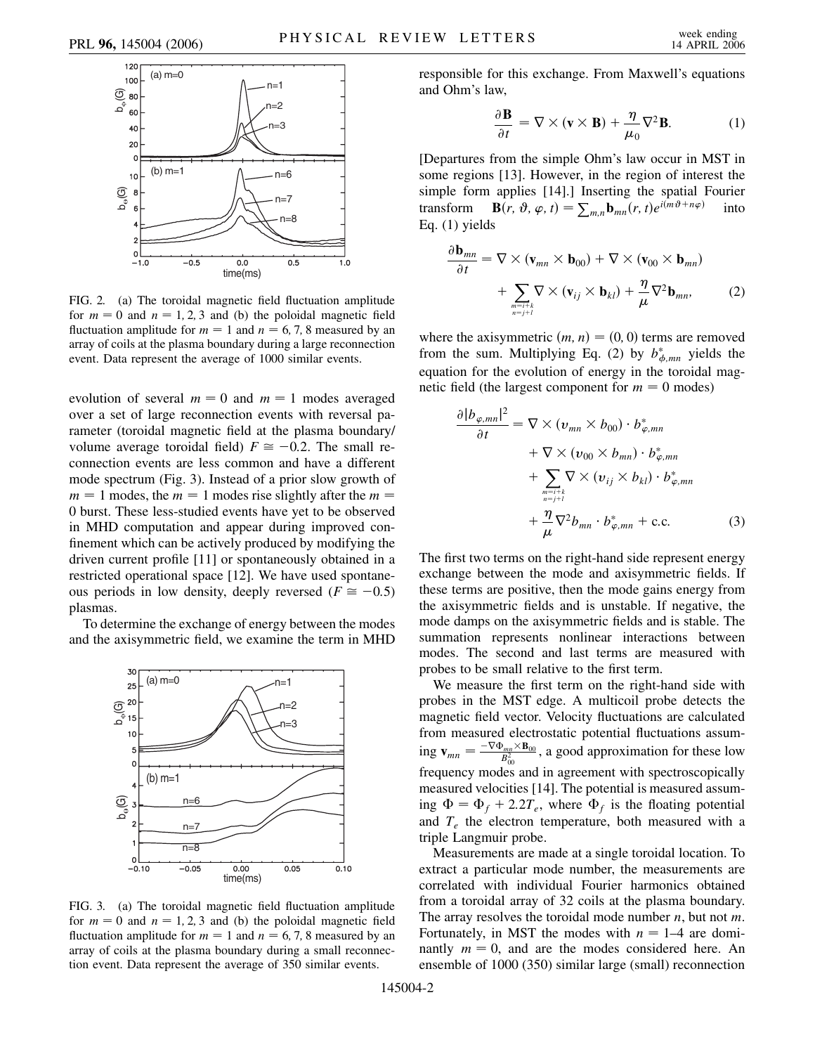FIG. 2. (a) The toroidal magnetic field fluctuation amplitude for $m = 0$ and $n = 1, 2, 3$ and (b) the poloidal magnetic field fluctuation amplitude for $m = 1$ and $n = 6, 7, 8$ measured by an array of coils at the plasma boundary during a large reconnection event. Data represent the average of 1000 similar events.

evolution of several $m = 0$ and $m = 1$ modes averaged over a set of large reconnection events with reversal parameter (toroidal magnetic field at the plasma boundary/ volume average toroidal field) $F \cong -0.2$. The small reconnection events are less common and have a different mode spectrum (Fig. 3). Instead of a prior slow growth of $m = 1$ modes, the $m = 1$ modes rise slightly after the $m = 0$ burst. These less-studied events have yet to be observed in MHD computation and appear during improved confinement which can be actively produced by modifying the driven current profile [11] or spontaneously obtained in a restricted operational space [12]. We have used spontaneous periods in low density, deeply reversed ($F \cong -0.5$) plasmas.

To determine the exchange of energy between the modes and the axisymmetric field, we examine the term in MHD

FIG. 3. (a) The toroidal magnetic field fluctuation amplitude for $m = 0$ and $n = 1, 2, 3$ and (b) the poloidal magnetic field fluctuation amplitude for $m = 1$ and $n = 6, 7, 8$ measured by an array of coils at the plasma boundary during a small reconnection event. Data represent the average of 350 similar events.

responsible for this exchange. From Maxwell's equations and Ohm's law,

$$\frac{\partial \mathbf{B}}{\partial t} = \nabla \times (\mathbf{v} \times \mathbf{B}) + \frac{\eta}{\mu_0} \nabla^2 \mathbf{B}. \tag{1}$$

[Departures from the simple Ohm's law occur in MST in some regions [13]. However, in the region of interest the simple form applies [14].] Inserting the spatial Fourier transform $\mathbf{B}(r, \vartheta, \varphi, t) = \sum_{m,n} \mathbf{b}_{mn}(r, t) e^{i(m\vartheta + n\varphi)}$ into Eq. (1) yields

$$\frac{\partial \mathbf{b}_{mn}}{\partial t} = \nabla \times (\mathbf{v}_{mn} \times \mathbf{b}_{00}) + \nabla \times (\mathbf{v}_{00} \times \mathbf{b}_{mn}) + \sum_{\substack{m=i+k \\ n=j+l}} \nabla \times (\mathbf{v}_{ij} \times \mathbf{b}_{kl}) + \frac{\eta}{\mu} \nabla^2 \mathbf{b}_{mn}, \tag{2}$$

where the axisymmetric $(m, n) = (0, 0)$ terms are removed from the sum. Multiplying Eq. (2) by $b^*_{\phi,mn}$ yields the equation for the evolution of energy in the toroidal magnetic field (the largest component for $m = 0$ modes)

$$\begin{aligned}\frac{\partial |b_{\varphi,mn}|^2}{\partial t} = {} & \nabla \times (v_{mn} \times b_{00}) \cdot b^*_{\varphi,mn} \\ & + \nabla \times (v_{00} \times b_{mn}) \cdot b^*_{\varphi,mn} \\ & + \sum_{\substack{m=i+k \\ n=j+l}} \nabla \times (v_{ij} \times b_{kl}) \cdot b^*_{\varphi,mn} \\ & + \frac{\eta}{\mu} \nabla^2 b_{mn} \cdot b^*_{\varphi,mn} + \text{c.c.}\end{aligned} \tag{3}$$

The first two terms on the right-hand side represent energy exchange between the mode and axisymmetric fields. If these terms are positive, then the mode gains energy from the axisymmetric fields and is unstable. If negative, the mode damps on the axisymmetric fields and is stable. The summation represents nonlinear interactions between modes. The second and last terms are measured with probes to be small relative to the first term.

We measure the first term on the right-hand side with probes in the MST edge. A multicoil probe detects the magnetic field vector. Velocity fluctuations are calculated from measured electrostatic potential fluctuations assuming $\mathbf{v}_{mn} = \frac{-\nabla \Phi_{mn} \times \mathbf{B}_{00}}{B_{00}^2}$, a good approximation for these low frequency modes and in agreement with spectroscopically measured velocities [14]. The potential is measured assuming $\Phi = \Phi_f + 2.2 T_e$, where $\Phi_f$ is the floating potential and $T_e$ the electron temperature, both measured with a triple Langmuir probe.

Measurements are made at a single toroidal location. To extract a particular mode number, the measurements are correlated with individual Fourier harmonics obtained from a toroidal array of 32 coils at the plasma boundary. The array resolves the toroidal mode number $n$, but not $m$. Fortunately, in MST the modes with $n = 1$–$4$ are dominantly $m = 0$, and are the modes considered here. An ensemble of 1000 (350) similar large (small) reconnection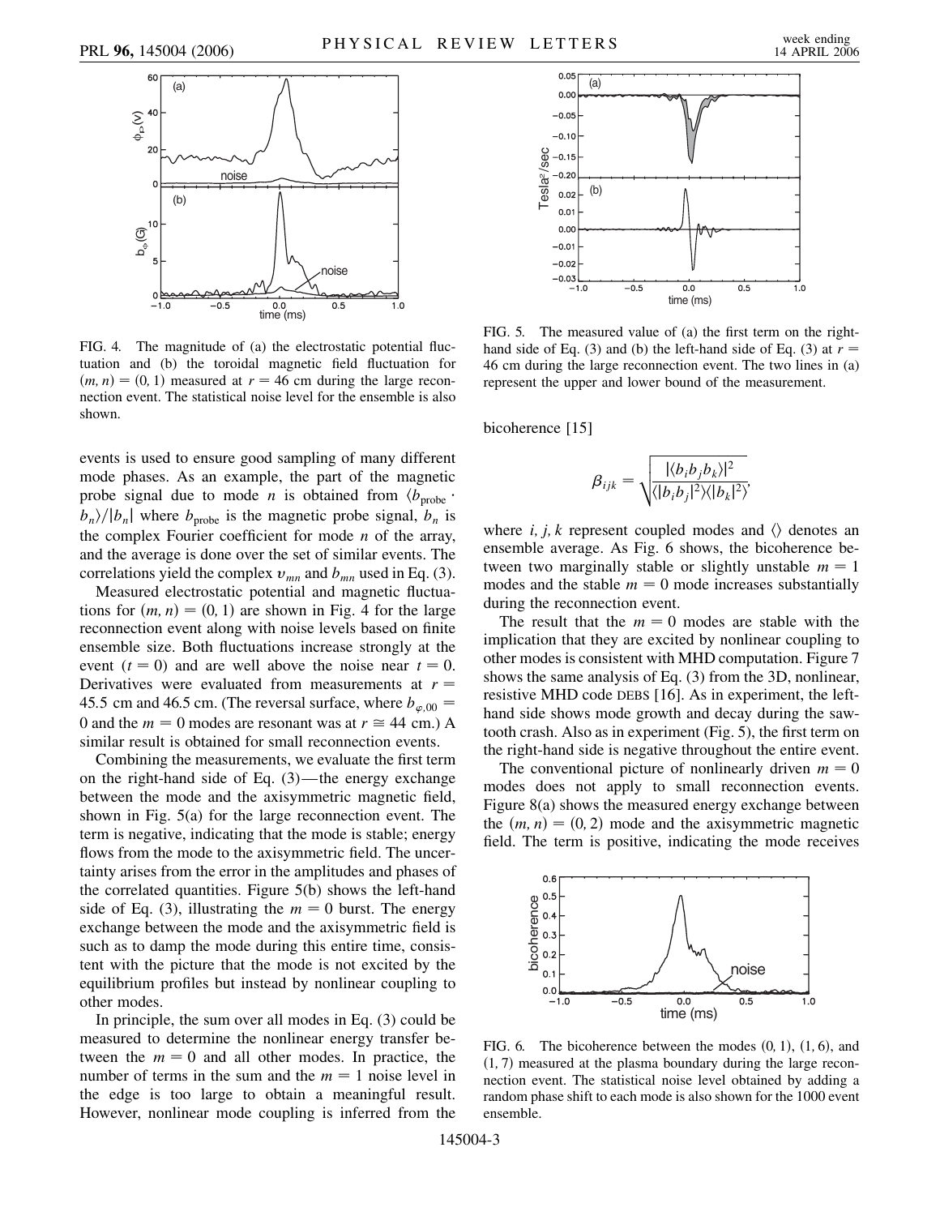FIG. 4. The magnitude of (a) the electrostatic potential fluctuation and (b) the toroidal magnetic field fluctuation for $(m, n) = (0, 1)$ measured at $r = 46$ cm during the large reconnection event. The statistical noise level for the ensemble is also shown.

FIG. 5. The measured value of (a) the first term on the right-hand side of Eq. (3) and (b) the left-hand side of Eq. (3) at $r = 46$ cm during the large reconnection event. The two lines in (a) represent the upper and lower bound of the measurement.

events is used to ensure good sampling of many different mode phases. As an example, the part of the magnetic probe signal due to mode $n$ is obtained from $\langle b_{\text{probe}} \cdot b_n \rangle / |b_n|$ where $b_{\text{probe}}$ is the magnetic probe signal, $b_n$ is the complex Fourier coefficient for mode $n$ of the array, and the average is done over the set of similar events. The correlations yield the complex $v_{mn}$ and $b_{mn}$ used in Eq. (3).

Measured electrostatic potential and magnetic fluctuations for $(m, n) = (0, 1)$ are shown in Fig. 4 for the large reconnection event along with noise levels based on finite ensemble size. Both fluctuations increase strongly at the event ($t = 0$) and are well above the noise near $t = 0$. Derivatives were evaluated from measurements at $r = 45.5$ cm and 46.5 cm. (The reversal surface, where $b_{\varphi,00} = 0$ and the $m = 0$ modes are resonant was at $r \cong 44$ cm.) A similar result is obtained for small reconnection events.

Combining the measurements, we evaluate the first term on the right-hand side of Eq. (3)—the energy exchange between the mode and the axisymmetric magnetic field, shown in Fig. 5(a) for the large reconnection event. The term is negative, indicating that the mode is stable; energy flows from the mode to the axisymmetric field. The uncertainty arises from the error in the amplitudes and phases of the correlated quantities. Figure 5(b) shows the left-hand side of Eq. (3), illustrating the $m = 0$ burst. The energy exchange between the mode and the axisymmetric field is such as to damp the mode during this entire time, consistent with the picture that the mode is not excited by the equilibrium profiles but instead by nonlinear coupling to other modes.

In principle, the sum over all modes in Eq. (3) could be measured to determine the nonlinear energy transfer between the $m = 0$ and all other modes. In practice, the number of terms in the sum and the $m = 1$ noise level in the edge is too large to obtain a meaningful result. However, nonlinear mode coupling is inferred from the bicoherence [15]

$$\beta_{ijk} = \sqrt{\frac{|\langle b_i b_j b_k \rangle|^2}{\langle |b_i b_j|^2 \rangle \langle |b_k|^2 \rangle}},$$

where $i, j, k$ represent coupled modes and $\langle \rangle$ denotes an ensemble average. As Fig. 6 shows, the bicoherence between two marginally stable or slightly unstable $m = 1$ modes and the stable $m = 0$ mode increases substantially during the reconnection event.

The result that the $m = 0$ modes are stable with the implication that they are excited by nonlinear coupling to other modes is consistent with MHD computation. Figure 7 shows the same analysis of Eq. (3) from the 3D, nonlinear, resistive MHD code DEBS [16]. As in experiment, the left-hand side shows mode growth and decay during the sawtooth crash. Also as in experiment (Fig. 5), the first term on the right-hand side is negative throughout the entire event.

The conventional picture of nonlinearly driven $m = 0$ modes does not apply to small reconnection events. Figure 8(a) shows the measured energy exchange between the $(m, n) = (0, 2)$ mode and the axisymmetric magnetic field. The term is positive, indicating the mode receives

FIG. 6. The bicoherence between the modes $(0, 1)$, $(1, 6)$, and $(1, 7)$ measured at the plasma boundary during the large reconnection event. The statistical noise level obtained by adding a random phase shift to each mode is also shown for the 1000 event ensemble.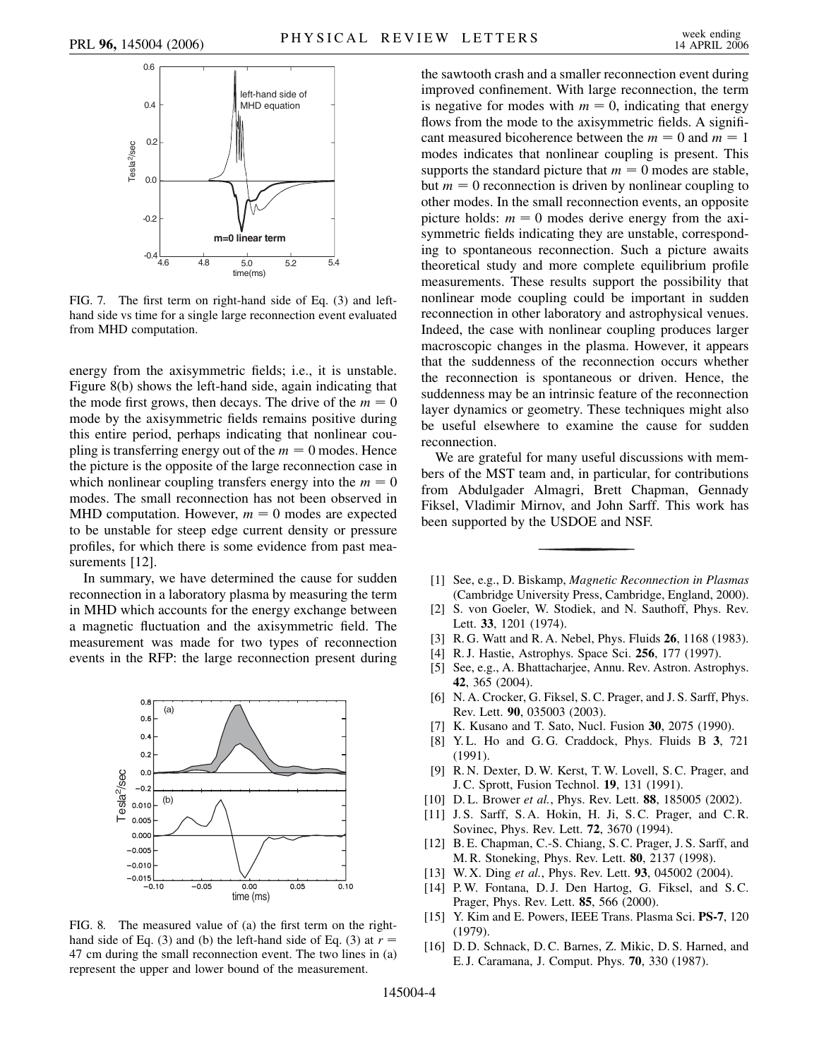0.6
0.4
0.2
0.0
-0.2
-0.4
Tesla$^2$/sec
left-hand side of MHD equation
m=0 linear term
4.6
4.8
5.0
5.2
5.4
time(ms)

FIG. 7. The first term on right-hand side of Eq. (3) and left-hand side vs time for a single large reconnection event evaluated from MHD computation.

energy from the axisymmetric fields; i.e., it is unstable. Figure 8(b) shows the left-hand side, again indicating that the mode first grows, then decays. The drive of the $m = 0$ mode by the axisymmetric fields remains positive during this entire period, perhaps indicating that nonlinear coupling is transferring energy out of the $m = 0$ modes. Hence the picture is the opposite of the large reconnection case in which nonlinear coupling transfers energy into the $m = 0$ modes. The small reconnection has not been observed in MHD computation. However, $m = 0$ modes are expected to be unstable for steep edge current density or pressure profiles, for which there is some evidence from past measurements [12].

In summary, we have determined the cause for sudden reconnection in a laboratory plasma by measuring the term in MHD which accounts for the energy exchange between a magnetic fluctuation and the axisymmetric field. The measurement was made for two types of reconnection events in the RFP: the large reconnection present during the sawtooth crash and a smaller reconnection event during improved confinement. With large reconnection, the term is negative for modes with $m = 0$, indicating that energy flows from the mode to the axisymmetric fields. A significant measured bicoherence between the $m = 0$ and $m = 1$ modes indicates that nonlinear coupling is present. This supports the standard picture that $m = 0$ modes are stable, but $m = 0$ reconnection is driven by nonlinear coupling to other modes. In the small reconnection events, an opposite picture holds: $m = 0$ modes derive energy from the axisymmetric fields indicating they are unstable, corresponding to spontaneous reconnection. Such a picture awaits theoretical study and more complete equilibrium profile measurements. These results support the possibility that nonlinear mode coupling could be important in sudden reconnection in other laboratory and astrophysical venues. Indeed, the case with nonlinear coupling produces larger macroscopic changes in the plasma. However, it appears that the suddenness of the reconnection occurs whether the reconnection is spontaneous or driven. Hence, the suddenness may be an intrinsic feature of the reconnection layer dynamics or geometry. These techniques might also be useful elsewhere to examine the cause for sudden reconnection.

0.8
0.6
0.4
0.2
0.0
-0.2
(a)
Tesla$^2$/sec
0.010
0.005
0.000
-0.005
-0.010
-0.015
(b)
-0.10
-0.05
0.00
0.05
0.10
time (ms)

FIG. 8. The measured value of (a) the first term on the right-hand side of Eq. (3) and (b) the left-hand side of Eq. (3) at $r = 47$ cm during the small reconnection event. The two lines in (a) represent the upper and lower bound of the measurement.

We are grateful for many useful discussions with members of the MST team and, in particular, for contributions from Abdulgader Almagri, Brett Chapman, Gennady Fiksel, Vladimir Mirnov, and John Sarff. This work has been supported by the USDOE and NSF.

[1] See, e.g., D. Biskamp, *Magnetic Reconnection in Plasmas* (Cambridge University Press, Cambridge, England, 2000).
[2] S. von Goeler, W. Stodiek, and N. Sauthoff, Phys. Rev. Lett. **33**, 1201 (1974).
[3] R. G. Watt and R. A. Nebel, Phys. Fluids **26**, 1168 (1983).
[4] R. J. Hastie, Astrophys. Space Sci. **256**, 177 (1997).
[5] See, e.g., A. Bhattacharjee, Annu. Rev. Astron. Astrophys. **42**, 365 (2004).
[6] N. A. Crocker, G. Fiksel, S. C. Prager, and J. S. Sarff, Phys. Rev. Lett. **90**, 035003 (2003).
[7] K. Kusano and T. Sato, Nucl. Fusion **30**, 2075 (1990).
[8] Y. L. Ho and G. G. Craddock, Phys. Fluids B **3**, 721 (1991).
[9] R. N. Dexter, D. W. Kerst, T. W. Lovell, S. C. Prager, and J. C. Sprott, Fusion Technol. **19**, 131 (1991).
[10] D. L. Brower *et al.*, Phys. Rev. Lett. **88**, 185005 (2002).
[11] J. S. Sarff, S. A. Hokin, H. Ji, S. C. Prager, and C. R. Sovinec, Phys. Rev. Lett. **72**, 3670 (1994).
[12] B. E. Chapman, C.-S. Chiang, S. C. Prager, J. S. Sarff, and M. R. Stoneking, Phys. Rev. Lett. **80**, 2137 (1998).
[13] W. X. Ding *et al.*, Phys. Rev. Lett. **93**, 045002 (2004).
[14] P. W. Fontana, D. J. Den Hartog, G. Fiksel, and S. C. Prager, Phys. Rev. Lett. **85**, 566 (2000).
[15] Y. Kim and E. Powers, IEEE Trans. Plasma Sci. **PS-7**, 120 (1979).
[16] D. D. Schnack, D. C. Barnes, Z. Mikic, D. S. Harned, and E. J. Caramana, J. Comput. Phys. **70**, 330 (1987).